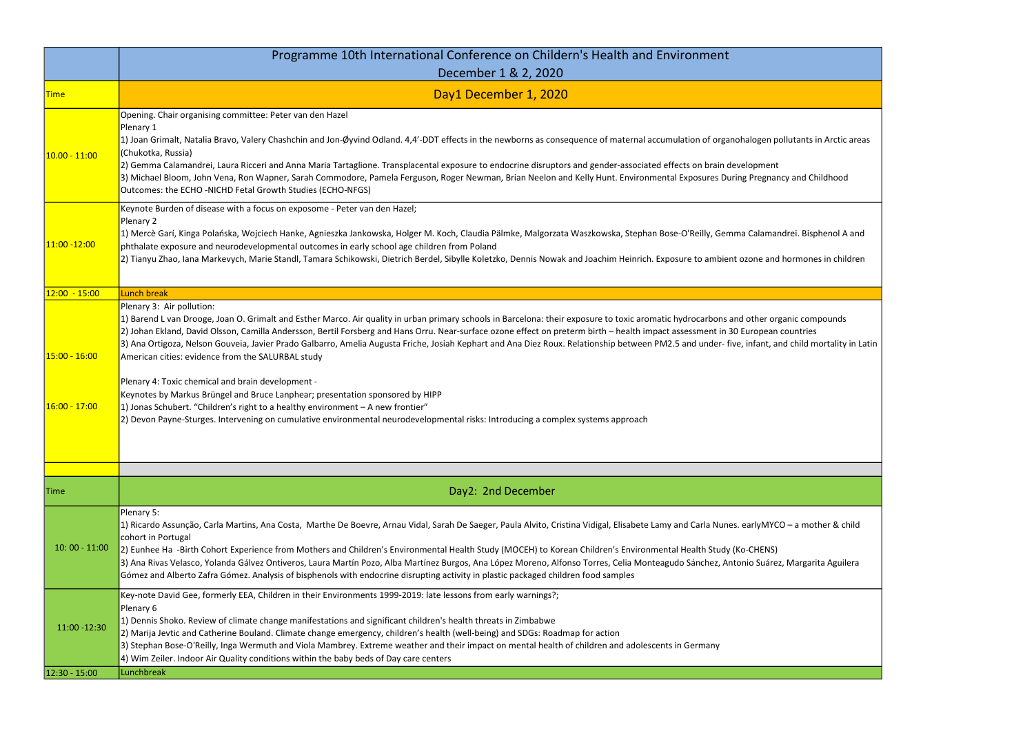| | Programme 10th International Conference on Childern's Health and Environment<br>December 1 & 2, 2020 |
|---|---|
| Time | Day1 December 1, 2020 |
| 10.00 - 11:00 | Opening. Chair organising committee: Peter van den Hazel<br>Plenary 1<br>1) Joan Grimalt, Natalia Bravo, Valery Chashchin and Jon-Øyvind Odland. 4,4'-DDT effects in the newborns as consequence of maternal accumulation of organohalogen pollutants in Arctic areas (Chukotka, Russia)<br>2) Gemma Calamandrei, Laura Ricceri and Anna Maria Tartaglione. Transplacental exposure to endocrine disruptors and gender-associated effects on brain development<br>3) Michael Bloom, John Vena, Ron Wapner, Sarah Commodore, Pamela Ferguson, Roger Newman, Brian Neelon and Kelly Hunt. Environmental Exposures During Pregnancy and Childhood Outcomes: the ECHO -NICHD Fetal Growth Studies (ECHO-NFGS) |
| 11:00 -12:00 | Keynote Burden of disease with a focus on exposome - Peter van den Hazel;<br>Plenary 2<br>1) Mercè Garí, Kinga Polańska, Wojciech Hanke, Agnieszka Jankowska, Holger M. Koch, Claudia Pälmke, Malgorzata Waszkowska, Stephan Bose-O'Reilly, Gemma Calamandrei. Bisphenol A and phthalate exposure and neurodevelopmental outcomes in early school age children from Poland<br>2) Tianyu Zhao, Iana Markevych, Marie Standl, Tamara Schikowski, Dietrich Berdel, Sibylle Koletzko, Dennis Nowak and Joachim Heinrich. Exposure to ambient ozone and hormones in children |
| 12:00 - 15:00 | Lunch break |
| 15:00 - 16:00 | Plenary 3: Air pollution:<br>1) Barend L van Drooge, Joan O. Grimalt and Esther Marco. Air quality in urban primary schools in Barcelona: their exposure to toxic aromatic hydrocarbons and other organic compounds<br>2) Johan Ekland, David Olsson, Camilla Andersson, Bertil Forsberg and Hans Orru. Near-surface ozone effect on preterm birth – health impact assessment in 30 European countries<br>3) Ana Ortigoza, Nelson Gouveia, Javier Prado Galbarro, Amelia Augusta Friche, Josiah Kephart and Ana Diez Roux. Relationship between PM2.5 and under- five, infant, and child mortality in Latin American cities: evidence from the SALURBAL study |
| 16:00 - 17:00 | Plenary 4: Toxic chemical and brain development -<br>Keynotes by Markus Brüngel and Bruce Lanphear; presentation sponsored by HIPP<br>1) Jonas Schubert. "Children's right to a healthy environment – A new frontier"<br>2) Devon Payne-Sturges. Intervening on cumulative environmental neurodevelopmental risks: Introducing a complex systems approach |
| | |
| Time | Day2: 2nd December |
| 10: 00 - 11:00 | Plenary 5:<br>1) Ricardo Assunção, Carla Martins, Ana Costa, Marthe De Boevre, Arnau Vidal, Sarah De Saeger, Paula Alvito, Cristina Vidigal, Elisabete Lamy and Carla Nunes. earlyMYCO – a mother & child cohort in Portugal<br>2) Eunhee Ha -Birth Cohort Experience from Mothers and Children's Environmental Health Study (MOCEH) to Korean Children's Environmental Health Study (Ko-CHENS)<br>3) Ana Rivas Velasco, Yolanda Gálvez Ontiveros, Laura Martín Pozo, Alba Martínez Burgos, Ana López Moreno, Alfonso Torres, Celia Monteagudo Sánchez, Antonio Suárez, Margarita Aguilera Gómez and Alberto Zafra Gómez. Analysis of bisphenols with endocrine disrupting activity in plastic packaged children food samples |
| 11:00 -12:30 | Key-note David Gee, formerly EEA, Children in their Environments 1999-2019: late lessons from early warnings?;<br>Plenary 6<br>1) Dennis Shoko. Review of climate change manifestations and significant children's health threats in Zimbabwe<br>2) Marija Jevtic and Catherine Bouland. Climate change emergency, children's health (well-being) and SDGs: Roadmap for action<br>3) Stephan Bose-O'Reilly, Inga Wermuth and Viola Mambrey. Extreme weather and their impact on mental health of children and adolescents in Germany<br>4) Wim Zeiler. Indoor Air Quality conditions within the baby beds of Day care centers |
| 12:30 - 15:00 | Lunchbreak |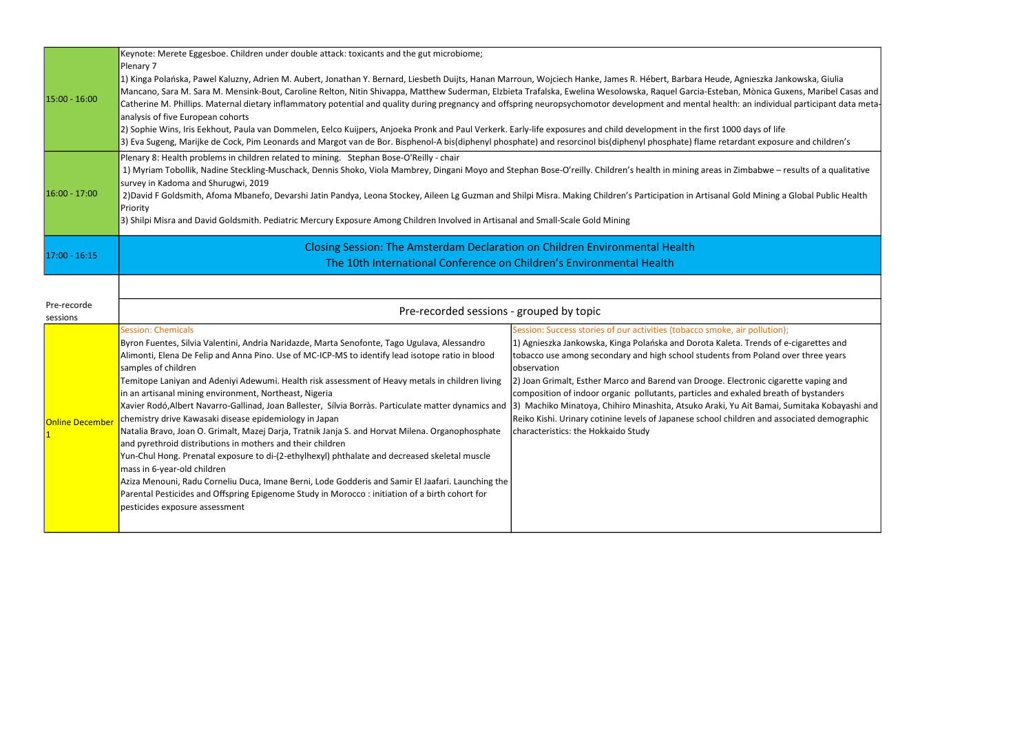| Time | Session |
| --- | --- |
| 15:00 - 16:00 | Keynote: Merete Eggesboe. Children under double attack: toxicants and the gut microbiome;<br>Plenary 7<br>1) Kinga Polańska, Pawel Kaluzny, Adrien M. Aubert, Jonathan Y. Bernard, Liesbeth Duijts, Hanan Marroun, Wojciech Hanke, James R. Hébert, Barbara Heude, Agnieszka Jankowska, Giulia Mancano, Sara M. Sara M. Mensink-Bout, Caroline Relton, Nitin Shivappa, Matthew Suderman, Elzbieta Trafalska, Ewelina Wesolowska, Raquel Garcia-Esteban, Mònica Guxens, Maribel Casas and Catherine M. Phillips. Maternal dietary inflammatory potential and quality during pregnancy and offspring neuropsychomotor development and mental health: an individual participant data meta-analysis of five European cohorts<br>2) Sophie Wins, Iris Eekhout, Paula van Dommelen, Eelco Kuijpers, Anjoeka Pronk and Paul Verkerk. Early-life exposures and child development in the first 1000 days of life<br>3) Eva Sugeng, Marijke de Cock, Pim Leonards and Margot van de Bor. Bisphenol-A bis(diphenyl phosphate) and resorcinol bis(diphenyl phosphate) flame retardant exposure and children's |
| 16:00 - 17:00 | Plenary 8: Health problems in children related to mining. Stephan Bose-O'Reilly - chair<br>1) Myriam Tobollik, Nadine Steckling-Muschack, Dennis Shoko, Viola Mambrey, Dingani Moyo and Stephan Bose-O'reilly. Children's health in mining areas in Zimbabwe – results of a qualitative survey in Kadoma and Shurugwi, 2019<br>2)David F Goldsmith, Afoma Mbanefo, Devarshi Jatin Pandya, Leona Stockey, Aileen Lg Guzman and Shilpi Misra. Making Children's Participation in Artisanal Gold Mining a Global Public Health Priority<br>3) Shilpi Misra and David Goldsmith. Pediatric Mercury Exposure Among Children Involved in Artisanal and Small-Scale Gold Mining |
| 17:00 - 16:15 | Closing Session: The Amsterdam Declaration on Children Environmental Health<br>The 10th International Conference on Children's Environmental Health |

| Pre-recorde sessions | Pre-recorded sessions - grouped by topic | |
| --- | --- | --- |
| Online December 1 | Session: Chemicals<br>Byron Fuentes, Silvia Valentini, Andria Naridazde, Marta Senofonte, Tago Ugulava, Alessandro Alimonti, Elena De Felip and Anna Pino. Use of MC-ICP-MS to identify lead isotope ratio in blood samples of children<br>Temitope Laniyan and Adeniyi Adewumi. Health risk assessment of Heavy metals in children living in an artisanal mining environment, Northeast, Nigeria<br>Xavier Rodó,Albert Navarro-Gallinad, Joan Ballester, Sílvia Borràs. Particulate matter dynamics and chemistry drive Kawasaki disease epidemiology in Japan<br>Natalia Bravo, Joan O. Grimalt, Mazej Darja, Tratnik Janja S. and Horvat Milena. Organophosphate and pyrethroid distributions in mothers and their children<br>Yun-Chul Hong. Prenatal exposure to di-(2-ethylhexyl) phthalate and decreased skeletal muscle mass in 6-year-old children<br>Aziza Menouni, Radu Corneliu Duca, Imane Berni, Lode Godderis and Samir El Jaafari. Launching the Parental Pesticides and Offspring Epigenome Study in Morocco : initiation of a birth cohort for pesticides exposure assessment | Session: Success stories of our activities (tobacco smoke, air pollution);<br>1) Agnieszka Jankowska, Kinga Polańska and Dorota Kaleta. Trends of e-cigarettes and tobacco use among secondary and high school students from Poland over three years observation<br>2) Joan Grimalt, Esther Marco and Barend van Drooge. Electronic cigarette vaping and composition of indoor organic pollutants, particles and exhaled breath of bystanders<br>3) Machiko Minatoya, Chihiro Minashita, Atsuko Araki, Yu Ait Bamai, Sumitaka Kobayashi and Reiko Kishi. Urinary cotinine levels of Japanese school children and associated demographic characteristics: the Hokkaido Study |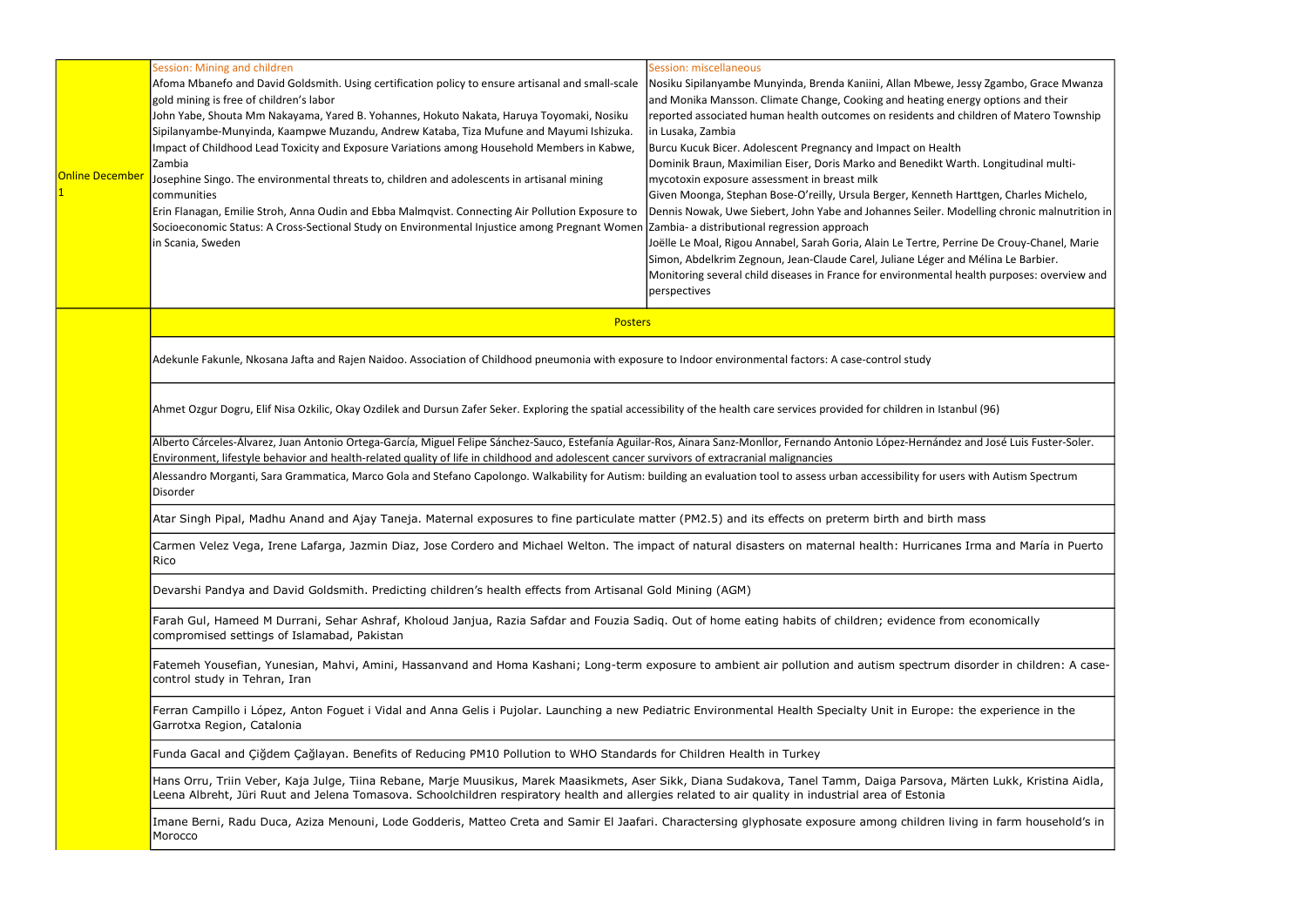| | | |
|---|---|---|
| Online December 1 | Session: Mining and children<br>Afoma Mbanefo and David Goldsmith. Using certification policy to ensure artisanal and small-scale gold mining is free of children's labor<br>John Yabe, Shouta Mm Nakayama, Yared B. Yohannes, Hokuto Nakata, Haruya Toyomaki, Nosiku Sipilanyambe-Munyinda, Kaampwe Muzandu, Andrew Kataba, Tiza Mufune and Mayumi Ishizuka. Impact of Childhood Lead Toxicity and Exposure Variations among Household Members in Kabwe, Zambia<br>Josephine Singo. The environmental threats to, children and adolescents in artisanal mining communities<br>Erin Flanagan, Emilie Stroh, Anna Oudin and Ebba Malmqvist. Connecting Air Pollution Exposure to Socioeconomic Status: A Cross-Sectional Study on Environmental Injustice among Pregnant Women in Scania, Sweden | Session: miscellaneous<br>Nosiku Sipilanyambe Munyinda, Brenda Kaniini, Allan Mbewe, Jessy Zgambo, Grace Mwanza and Monika Mansson. Climate Change, Cooking and heating energy options and their reported associated human health outcomes on residents and children of Matero Township in Lusaka, Zambia<br>Burcu Kucuk Bicer. Adolescent Pregnancy and Impact on Health<br>Dominik Braun, Maximilian Eiser, Doris Marko and Benedikt Warth. Longitudinal multi-mycotoxin exposure assessment in breast milk<br>Given Moonga, Stephan Bose-O'reilly, Ursula Berger, Kenneth Harttgen, Charles Michelo, Dennis Nowak, Uwe Siebert, John Yabe and Johannes Seiler. Modelling chronic malnutrition in Zambia- a distributional regression approach<br>Joëlle Le Moal, Rigou Annabel, Sarah Goria, Alain Le Tertre, Perrine De Crouy-Chanel, Marie Simon, Abdelkrim Zegnoun, Jean-Claude Carel, Juliane Léger and Mélina Le Barbier. Monitoring several child diseases in France for environmental health purposes: overview and perspectives |
| | **Posters** | |
| | Adekunle Fakunle, Nkosana Jafta and Rajen Naidoo. Association of Childhood pneumonia with exposure to Indoor environmental factors: A case-control study | |
| | Ahmet Ozgur Dogru, Elif Nisa Ozkilic, Okay Ozdilek and Dursun Zafer Seker. Exploring the spatial accessibility of the health care services provided for children in Istanbul (96) | |
| | Alberto Cárceles-Álvarez, Juan Antonio Ortega-García, Miguel Felipe Sánchez-Sauco, Estefanía Aguilar-Ros, Ainara Sanz-Monllor, Fernando Antonio López-Hernández and José Luis Fuster-Soler. Environment, lifestyle behavior and health-related quality of life in childhood and adolescent cancer survivors of extracranial malignancies | |
| | Alessandro Morganti, Sara Grammatica, Marco Gola and Stefano Capolongo. Walkability for Autism: building an evaluation tool to assess urban accessibility for users with Autism Spectrum Disorder | |
| | Atar Singh Pipal, Madhu Anand and Ajay Taneja. Maternal exposures to fine particulate matter (PM2.5) and its effects on preterm birth and birth mass | |
| | Carmen Velez Vega, Irene Lafarga, Jazmin Diaz, Jose Cordero and Michael Welton. The impact of natural disasters on maternal health: Hurricanes Irma and María in Puerto Rico | |
| | Devarshi Pandya and David Goldsmith. Predicting children's health effects from Artisanal Gold Mining (AGM) | |
| | Farah Gul, Hameed M Durrani, Sehar Ashraf, Kholoud Janjua, Razia Safdar and Fouzia Sadiq. Out of home eating habits of children; evidence from economically compromised settings of Islamabad, Pakistan | |
| | Fatemeh Yousefian, Yunesian, Mahvi, Amini, Hassanvand and Homa Kashani; Long-term exposure to ambient air pollution and autism spectrum disorder in children: A case-control study in Tehran, Iran | |
| | Ferran Campillo i López, Anton Foguet i Vidal and Anna Gelis i Pujolar. Launching a new Pediatric Environmental Health Specialty Unit in Europe: the experience in the Garrotxa Region, Catalonia | |
| | Funda Gacal and Çiğdem Çağlayan. Benefits of Reducing PM10 Pollution to WHO Standards for Children Health in Turkey | |
| | Hans Orru, Triin Veber, Kaja Julge, Tiina Rebane, Marje Muusikus, Marek Maasikmets, Aser Sikk, Diana Sudakova, Tanel Tamm, Daiga Parsova, Märten Lukk, Kristina Aidla, Leena Albreht, Jüri Ruut and Jelena Tomasova. Schoolchildren respiratory health and allergies related to air quality in industrial area of Estonia | |
| | Imane Berni, Radu Duca, Aziza Menouni, Lode Godderis, Matteo Creta and Samir El Jaafari. Charactersing glyphosate exposure among children living in farm household's in Morocco | |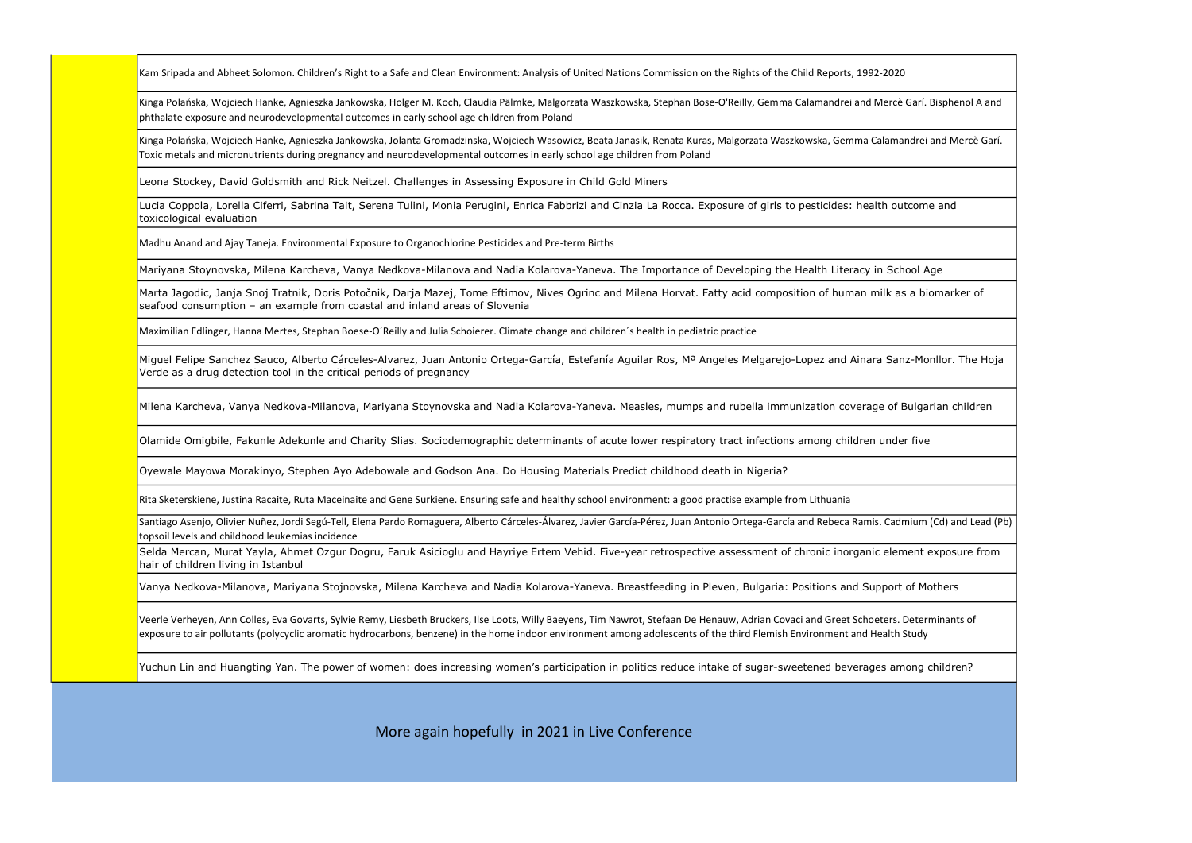| |
|---|
| Kam Sripada and Abheet Solomon. Children's Right to a Safe and Clean Environment: Analysis of United Nations Commission on the Rights of the Child Reports, 1992-2020 |
| Kinga Polańska, Wojciech Hanke, Agnieszka Jankowska, Holger M. Koch, Claudia Pälmke, Malgorzata Waszkowska, Stephan Bose-O'Reilly, Gemma Calamandrei and Mercè Garí. Bisphenol A and phthalate exposure and neurodevelopmental outcomes in early school age children from Poland |
| Kinga Polańska, Wojciech Hanke, Agnieszka Jankowska, Jolanta Gromadzinska, Wojciech Wasowicz, Beata Janasik, Renata Kuras, Malgorzata Waszkowska, Gemma Calamandrei and Mercè Garí. Toxic metals and micronutrients during pregnancy and neurodevelopmental outcomes in early school age children from Poland |
| Leona Stockey, David Goldsmith and Rick Neitzel. Challenges in Assessing Exposure in Child Gold Miners |
| Lucia Coppola, Lorella Ciferri, Sabrina Tait, Serena Tulini, Monia Perugini, Enrica Fabbrizi and Cinzia La Rocca. Exposure of girls to pesticides: health outcome and toxicological evaluation |
| Madhu Anand and Ajay Taneja. Environmental Exposure to Organochlorine Pesticides and Pre-term Births |
| Mariyana Stoynovska, Milena Karcheva, Vanya Nedkova-Milanova and Nadia Kolarova-Yaneva. The Importance of Developing the Health Literacy in School Age |
| Marta Jagodic, Janja Snoj Tratnik, Doris Potočnik, Darja Mazej, Tome Eftimov, Nives Ogrinc and Milena Horvat. Fatty acid composition of human milk as a biomarker of seafood consumption – an example from coastal and inland areas of Slovenia |
| Maximilian Edlinger, Hanna Mertes, Stephan Boese-O´Reilly and Julia Schoierer. Climate change and children´s health in pediatric practice |
| Miguel Felipe Sanchez Sauco, Alberto Cárceles-Alvarez, Juan Antonio Ortega-García, Estefanía Aguilar Ros, Mª Angeles Melgarejo-Lopez and Ainara Sanz-Monllor. The Hoja Verde as a drug detection tool in the critical periods of pregnancy |
| Milena Karcheva, Vanya Nedkova-Milanova, Mariyana Stoynovska and Nadia Kolarova-Yaneva. Measles, mumps and rubella immunization coverage of Bulgarian children |
| Olamide Omigbile, Fakunle Adekunle and Charity Slias. Sociodemographic determinants of acute lower respiratory tract infections among children under five |
| Oyewale Mayowa Morakinyo, Stephen Ayo Adebowale and Godson Ana. Do Housing Materials Predict childhood death in Nigeria? |
| Rita Sketerskiene, Justina Racaite, Ruta Maceinaite and Gene Surkiene. Ensuring safe and healthy school environment: a good practise example from Lithuania |
| Santiago Asenjo, Olivier Nuñez, Jordi Segú-Tell, Elena Pardo Romaguera, Alberto Cárceles-Álvarez, Javier García-Pérez, Juan Antonio Ortega-García and Rebeca Ramis. Cadmium (Cd) and Lead (Pb) topsoil levels and childhood leukemias incidence |
| Selda Mercan, Murat Yayla, Ahmet Ozgur Dogru, Faruk Asicioglu and Hayriye Ertem Vehid. Five-year retrospective assessment of chronic inorganic element exposure from hair of children living in Istanbul |
| Vanya Nedkova-Milanova, Mariyana Stojnovska, Milena Karcheva and Nadia Kolarova-Yaneva. Breastfeeding in Pleven, Bulgaria: Positions and Support of Mothers |
| Veerle Verheyen, Ann Colles, Eva Govarts, Sylvie Remy, Liesbeth Bruckers, Ilse Loots, Willy Baeyens, Tim Nawrot, Stefaan De Henauw, Adrian Covaci and Greet Schoeters. Determinants of exposure to air pollutants (polycyclic aromatic hydrocarbons, benzene) in the home indoor environment among adolescents of the third Flemish Environment and Health Study |
| Yuchun Lin and Huangting Yan. The power of women: does increasing women's participation in politics reduce intake of sugar-sweetened beverages among children? |

More again hopefully in 2021 in Live Conference